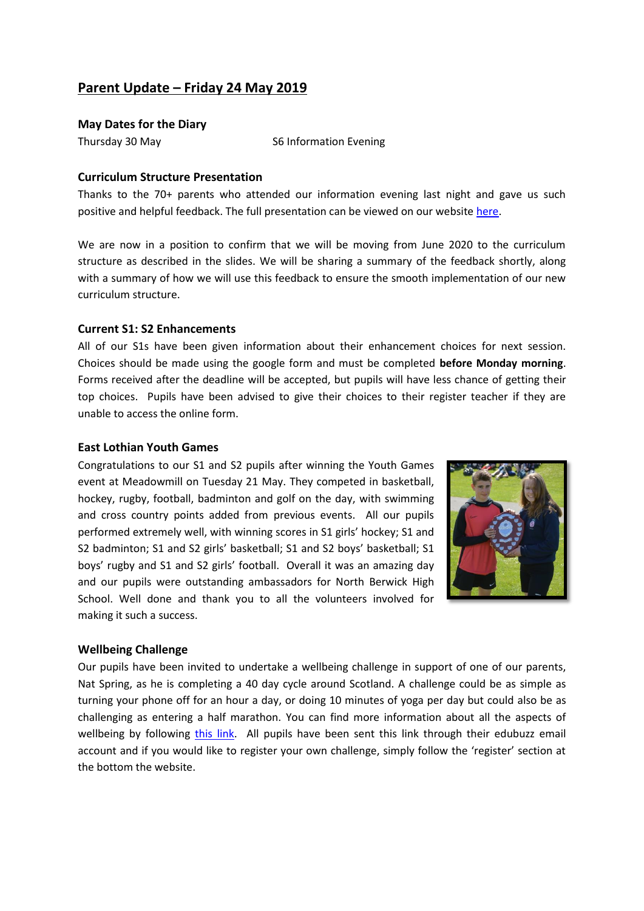# Parent Update – Friday 24 May 2019

**May Dates for the Diary**

Thursday 30 May — S6 Information Evening

**Curriculum Structure Presentation**

Thanks to the 70+ parents who attended our information evening last night and gave us such positive and helpful feedback. The full presentation can be viewed on our website here.

We are now in a position to confirm that we will be moving from June 2020 to the curriculum structure as described in the slides. We will be sharing a summary of the feedback shortly, along with a summary of how we will use this feedback to ensure the smooth implementation of our new curriculum structure.

**Current S1: S2 Enhancements**

All of our S1s have been given information about their enhancement choices for next session. Choices should be made using the google form and must be completed **before Monday morning**. Forms received after the deadline will be accepted, but pupils will have less chance of getting their top choices. Pupils have been advised to give their choices to their register teacher if they are unable to access the online form.

**East Lothian Youth Games**

Congratulations to our S1 and S2 pupils after winning the Youth Games event at Meadowmill on Tuesday 21 May. They competed in basketball, hockey, rugby, football, badminton and golf on the day, with swimming and cross country points added from previous events. All our pupils performed extremely well, with winning scores in S1 girls' hockey; S1 and S2 badminton; S1 and S2 girls' basketball; S1 and S2 boys' basketball; S1 boys' rugby and S1 and S2 girls' football. Overall it was an amazing day and our pupils were outstanding ambassadors for North Berwick High School. Well done and thank you to all the volunteers involved for making it such a success.

**Wellbeing Challenge**

Our pupils have been invited to undertake a wellbeing challenge in support of one of our parents, Nat Spring, as he is completing a 40 day cycle around Scotland. A challenge could be as simple as turning your phone off for an hour a day, or doing 10 minutes of yoga per day but could also be as challenging as entering a half marathon. You can find more information about all the aspects of wellbeing by following this link. All pupils have been sent this link through their edubuzz email account and if you would like to register your own challenge, simply follow the 'register' section at the bottom the website.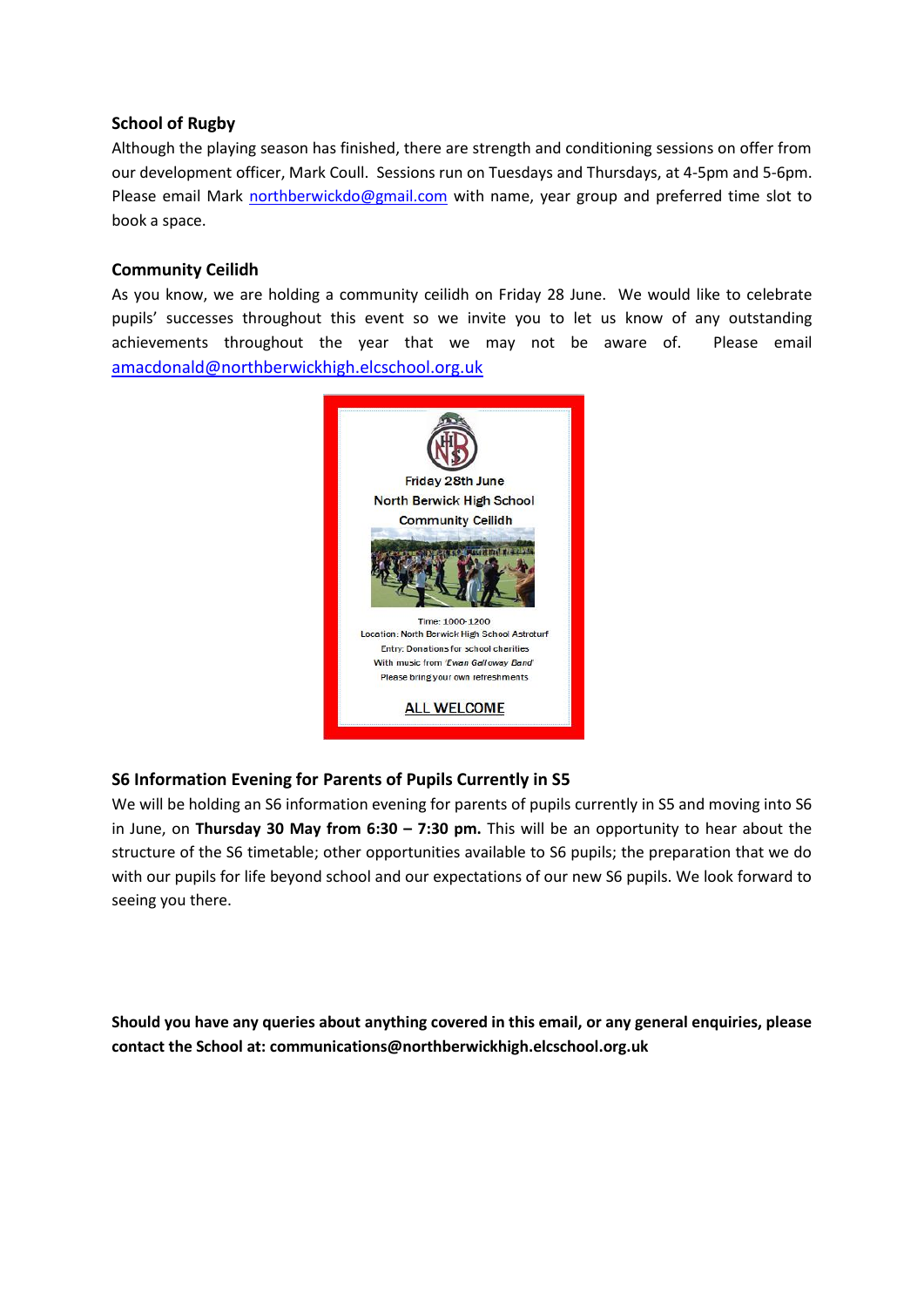**School of Rugby**

Although the playing season has finished, there are strength and conditioning sessions on offer from our development officer, Mark Coull. Sessions run on Tuesdays and Thursdays, at 4-5pm and 5-6pm. Please email Mark northberwickdo@gmail.com with name, year group and preferred time slot to book a space.

**Community Ceilidh**

As you know, we are holding a community ceilidh on Friday 28 June. We would like to celebrate pupils' successes throughout this event so we invite you to let us know of any outstanding achievements throughout the year that we may not be aware of. Please email amacdonald@northberwickhigh.elcschool.org.uk

Friday 28th June
North Berwick High School
Community Ceilidh

Time: 1000-1200
Location: North Berwick High School Astroturf
Entry: Donations for school charities
With music from *'Ewan Galloway Band'*
Please bring your own refreshments

ALL WELCOME

**S6 Information Evening for Parents of Pupils Currently in S5**

We will be holding an S6 information evening for parents of pupils currently in S5 and moving into S6 in June, on **Thursday 30 May from 6:30 – 7:30 pm.** This will be an opportunity to hear about the structure of the S6 timetable; other opportunities available to S6 pupils; the preparation that we do with our pupils for life beyond school and our expectations of our new S6 pupils. We look forward to seeing you there.

**Should you have any queries about anything covered in this email, or any general enquiries, please contact the School at: communications@northberwickhigh.elcschool.org.uk**